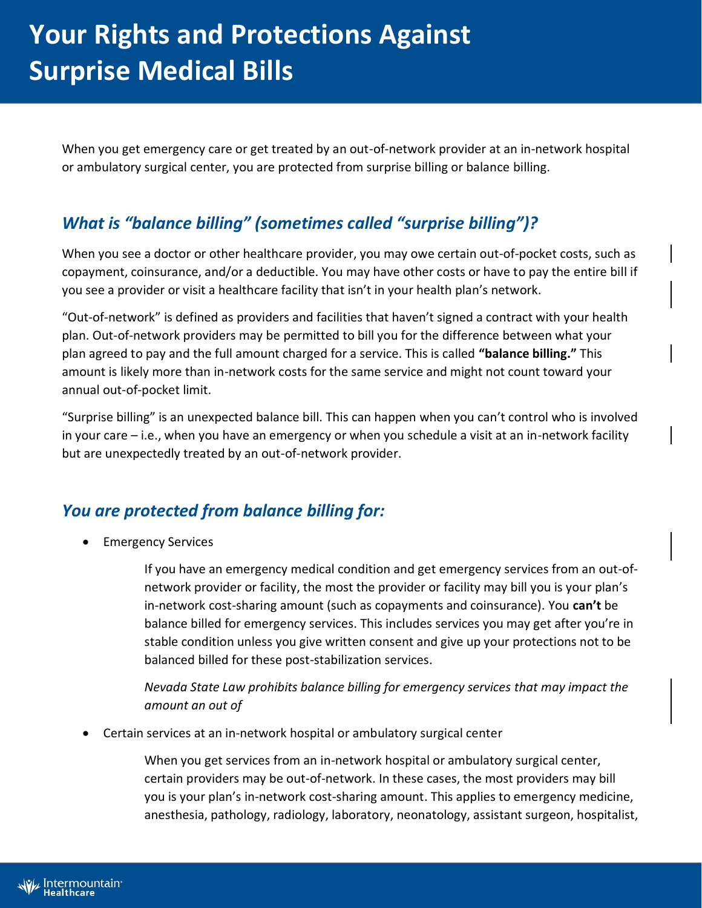# Your Rights and Protections Against Surprise Medical Bills

When you get emergency care or get treated by an out-of-network provider at an in-network hospital or ambulatory surgical center, you are protected from surprise billing or balance billing.

## *What is "balance billing" (sometimes called "surprise billing")?*

When you see a doctor or other healthcare provider, you may owe certain out-of-pocket costs, such as copayment, coinsurance, and/or a deductible. You may have other costs or have to pay the entire bill if you see a provider or visit a healthcare facility that isn't in your health plan's network.

"Out-of-network" is defined as providers and facilities that haven't signed a contract with your health plan. Out-of-network providers may be permitted to bill you for the difference between what your plan agreed to pay and the full amount charged for a service. This is called **"balance billing."** This amount is likely more than in-network costs for the same service and might not count toward your annual out-of-pocket limit.

"Surprise billing" is an unexpected balance bill. This can happen when you can't control who is involved in your care – i.e., when you have an emergency or when you schedule a visit at an in-network facility but are unexpectedly treated by an out-of-network provider.

## *You are protected from balance billing for:*

- Emergency Services

  If you have an emergency medical condition and get emergency services from an out-of-network provider or facility, the most the provider or facility may bill you is your plan's in-network cost-sharing amount (such as copayments and coinsurance). You **can't** be balance billed for emergency services. This includes services you may get after you're in stable condition unless you give written consent and give up your protections not to be balanced billed for these post-stabilization services.

  *Nevada State Law prohibits balance billing for emergency services that may impact the amount an out of*

- Certain services at an in-network hospital or ambulatory surgical center

  When you get services from an in-network hospital or ambulatory surgical center, certain providers may be out-of-network. In these cases, the most providers may bill you is your plan's in-network cost-sharing amount. This applies to emergency medicine, anesthesia, pathology, radiology, laboratory, neonatology, assistant surgeon, hospitalist,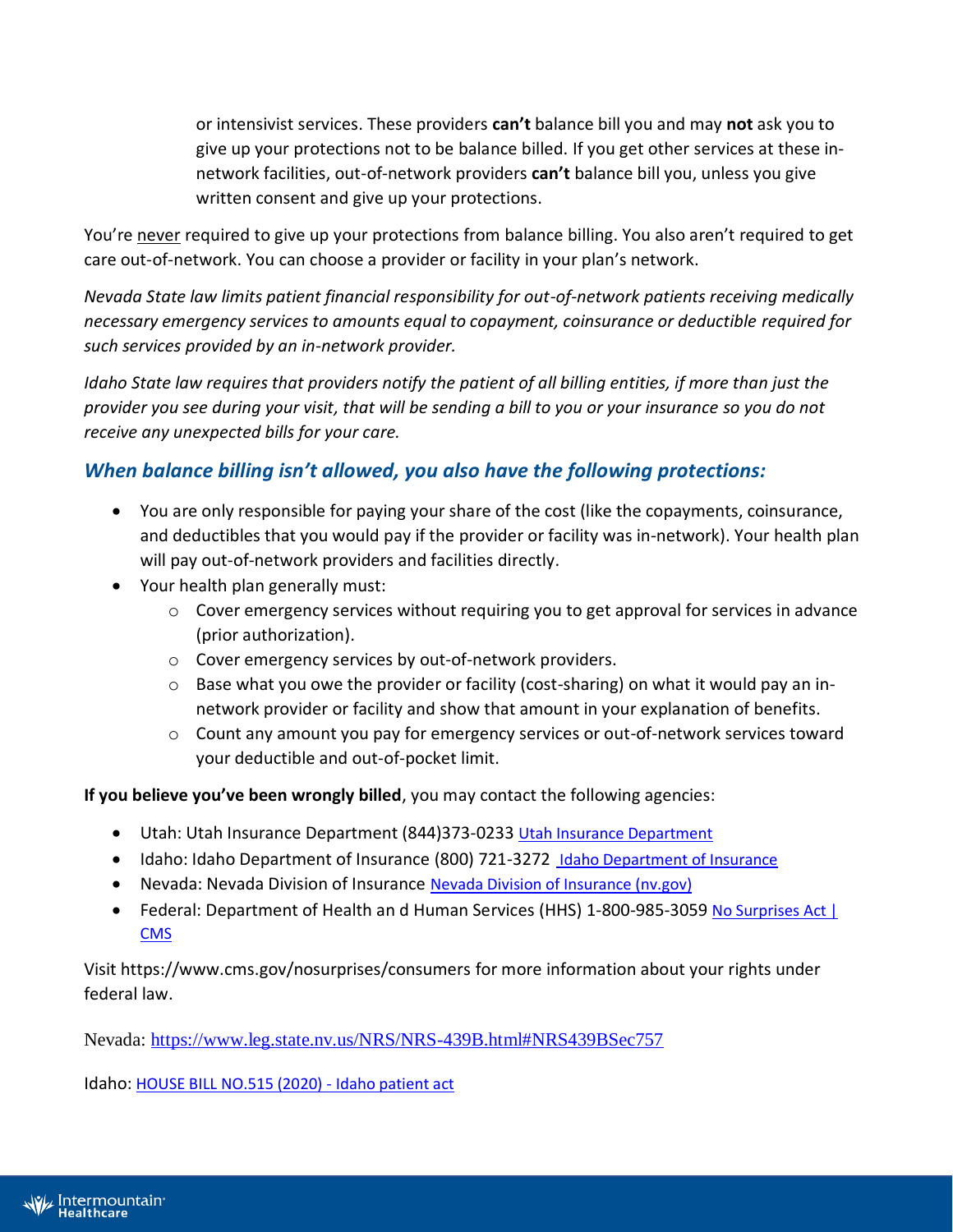or intensivist services. These providers **can't** balance bill you and may **not** ask you to give up your protections not to be balance billed. If you get other services at these in-network facilities, out-of-network providers **can't** balance bill you, unless you give written consent and give up your protections.

You're <u>never</u> required to give up your protections from balance billing. You also aren't required to get care out-of-network. You can choose a provider or facility in your plan's network.

*Nevada State law limits patient financial responsibility for out-of-network patients receiving medically necessary emergency services to amounts equal to copayment, coinsurance or deductible required for such services provided by an in-network provider.*

*Idaho State law requires that providers notify the patient of all billing entities, if more than just the provider you see during your visit, that will be sending a bill to you or your insurance so you do not receive any unexpected bills for your care.*

### *When balance billing isn't allowed, you also have the following protections:*

- You are only responsible for paying your share of the cost (like the copayments, coinsurance, and deductibles that you would pay if the provider or facility was in-network). Your health plan will pay out-of-network providers and facilities directly.
- Your health plan generally must:
  - Cover emergency services without requiring you to get approval for services in advance (prior authorization).
  - Cover emergency services by out-of-network providers.
  - Base what you owe the provider or facility (cost-sharing) on what it would pay an in-network provider or facility and show that amount in your explanation of benefits.
  - Count any amount you pay for emergency services or out-of-network services toward your deductible and out-of-pocket limit.

**If you believe you've been wrongly billed**, you may contact the following agencies:

- Utah: Utah Insurance Department (844)373-0233 Utah Insurance Department
- Idaho: Idaho Department of Insurance (800) 721-3272 Idaho Department of Insurance
- Nevada: Nevada Division of Insurance Nevada Division of Insurance (nv.gov)
- Federal: Department of Health an d Human Services (HHS) 1-800-985-3059 No Surprises Act | CMS

Visit https://www.cms.gov/nosurprises/consumers for more information about your rights under federal law.

Nevada: https://www.leg.state.nv.us/NRS/NRS-439B.html#NRS439BSec757

Idaho: HOUSE BILL NO.515 (2020) - Idaho patient act